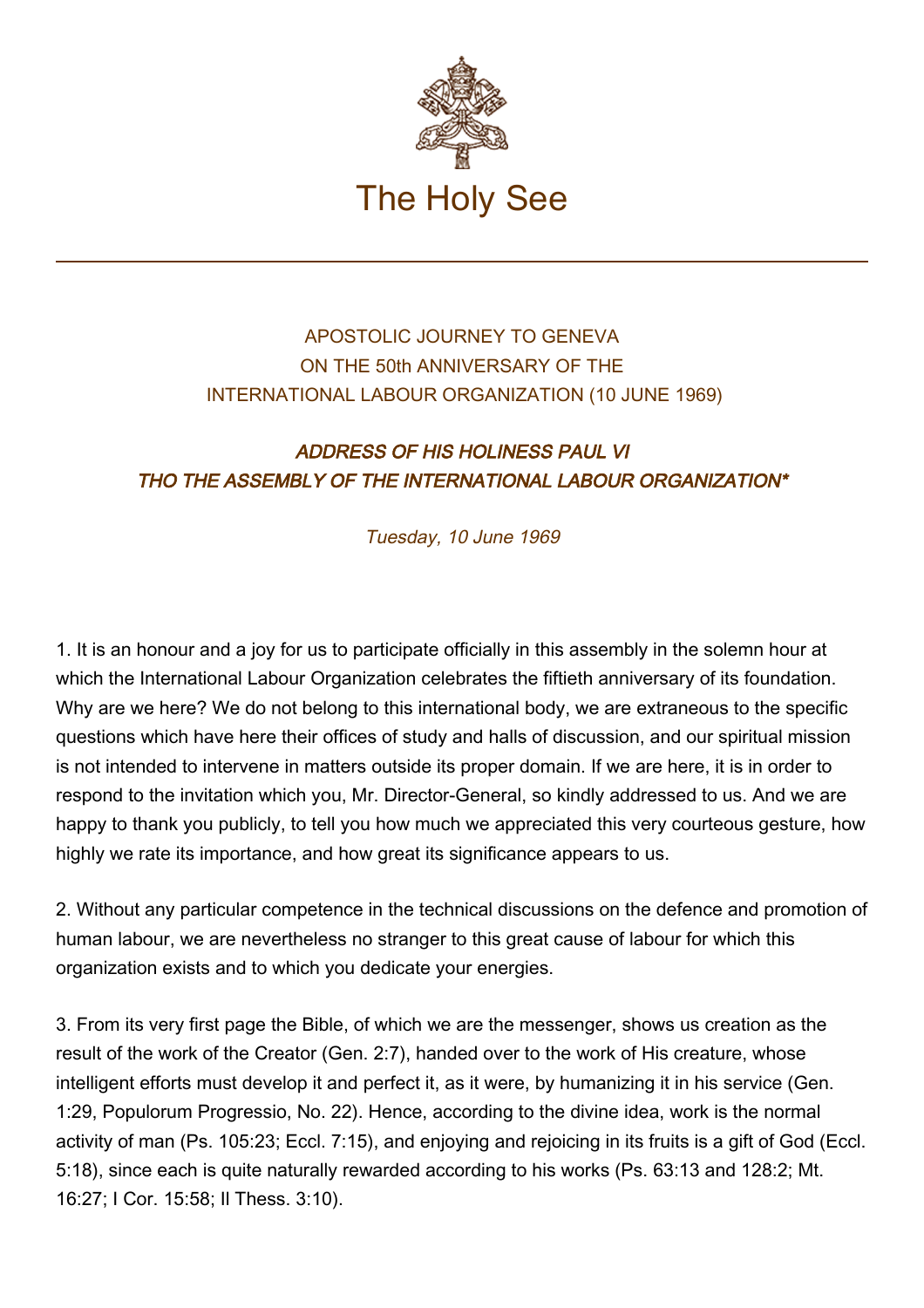# The Holy See

## APOSTOLIC JOURNEY TO GENEVA
## ON THE 50th ANNIVERSARY OF THE
## INTERNATIONAL LABOUR ORGANIZATION (10 JUNE 1969)

### *ADDRESS OF HIS HOLINESS PAUL VI*
### *THO THE ASSEMBLY OF THE INTERNATIONAL LABOUR ORGANIZATION**

*Tuesday, 10 June 1969*

1. It is an honour and a joy for us to participate officially in this assembly in the solemn hour at which the International Labour Organization celebrates the fiftieth anniversary of its foundation. Why are we here? We do not belong to this international body, we are extraneous to the specific questions which have here their offices of study and halls of discussion, and our spiritual mission is not intended to intervene in matters outside its proper domain. If we are here, it is in order to respond to the invitation which you, Mr. Director-General, so kindly addressed to us. And we are happy to thank you publicly, to tell you how much we appreciated this very courteous gesture, how highly we rate its importance, and how great its significance appears to us.

2. Without any particular competence in the technical discussions on the defence and promotion of human labour, we are nevertheless no stranger to this great cause of labour for which this organization exists and to which you dedicate your energies.

3. From its very first page the Bible, of which we are the messenger, shows us creation as the result of the work of the Creator (Gen. 2:7), handed over to the work of His creature, whose intelligent efforts must develop it and perfect it, as it were, by humanizing it in his service (Gen. 1:29, Populorum Progressio, No. 22). Hence, according to the divine idea, work is the normal activity of man (Ps. 105:23; Eccl. 7:15), and enjoying and rejoicing in its fruits is a gift of God (Eccl. 5:18), since each is quite naturally rewarded according to his works (Ps. 63:13 and 128:2; Mt. 16:27; I Cor. 15:58; II Thess. 3:10).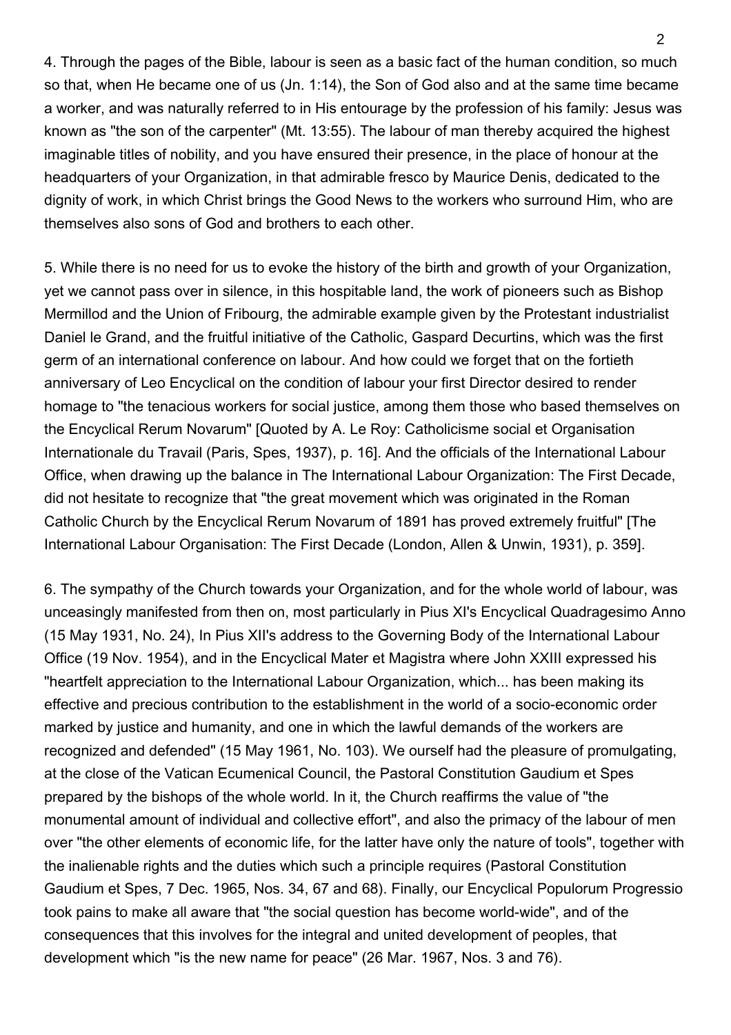4. Through the pages of the Bible, labour is seen as a basic fact of the human condition, so much so that, when He became one of us (Jn. 1:14), the Son of God also and at the same time became a worker, and was naturally referred to in His entourage by the profession of his family: Jesus was known as "the son of the carpenter" (Mt. 13:55). The labour of man thereby acquired the highest imaginable titles of nobility, and you have ensured their presence, in the place of honour at the headquarters of your Organization, in that admirable fresco by Maurice Denis, dedicated to the dignity of work, in which Christ brings the Good News to the workers who surround Him, who are themselves also sons of God and brothers to each other.

5. While there is no need for us to evoke the history of the birth and growth of your Organization, yet we cannot pass over in silence, in this hospitable land, the work of pioneers such as Bishop Mermillod and the Union of Fribourg, the admirable example given by the Protestant industrialist Daniel le Grand, and the fruitful initiative of the Catholic, Gaspard Decurtins, which was the first germ of an international conference on labour. And how could we forget that on the fortieth anniversary of Leo Encyclical on the condition of labour your first Director desired to render homage to "the tenacious workers for social justice, among them those who based themselves on the Encyclical Rerum Novarum" [Quoted by A. Le Roy: Catholicisme social et Organisation Internationale du Travail (Paris, Spes, 1937), p. 16]. And the officials of the International Labour Office, when drawing up the balance in The International Labour Organization: The First Decade, did not hesitate to recognize that "the great movement which was originated in the Roman Catholic Church by the Encyclical Rerum Novarum of 1891 has proved extremely fruitful" [The International Labour Organisation: The First Decade (London, Allen & Unwin, 1931), p. 359].

6. The sympathy of the Church towards your Organization, and for the whole world of labour, was unceasingly manifested from then on, most particularly in Pius XI's Encyclical Quadragesimo Anno (15 May 1931, No. 24), In Pius XII's address to the Governing Body of the International Labour Office (19 Nov. 1954), and in the Encyclical Mater et Magistra where John XXIII expressed his "heartfelt appreciation to the International Labour Organization, which... has been making its effective and precious contribution to the establishment in the world of a socio-economic order marked by justice and humanity, and one in which the lawful demands of the workers are recognized and defended" (15 May 1961, No. 103). We ourself had the pleasure of promulgating, at the close of the Vatican Ecumenical Council, the Pastoral Constitution Gaudium et Spes prepared by the bishops of the whole world. In it, the Church reaffirms the value of "the monumental amount of individual and collective effort", and also the primacy of the labour of men over "the other elements of economic life, for the latter have only the nature of tools", together with the inalienable rights and the duties which such a principle requires (Pastoral Constitution Gaudium et Spes, 7 Dec. 1965, Nos. 34, 67 and 68). Finally, our Encyclical Populorum Progressio took pains to make all aware that "the social question has become world-wide", and of the consequences that this involves for the integral and united development of peoples, that development which "is the new name for peace" (26 Mar. 1967, Nos. 3 and 76).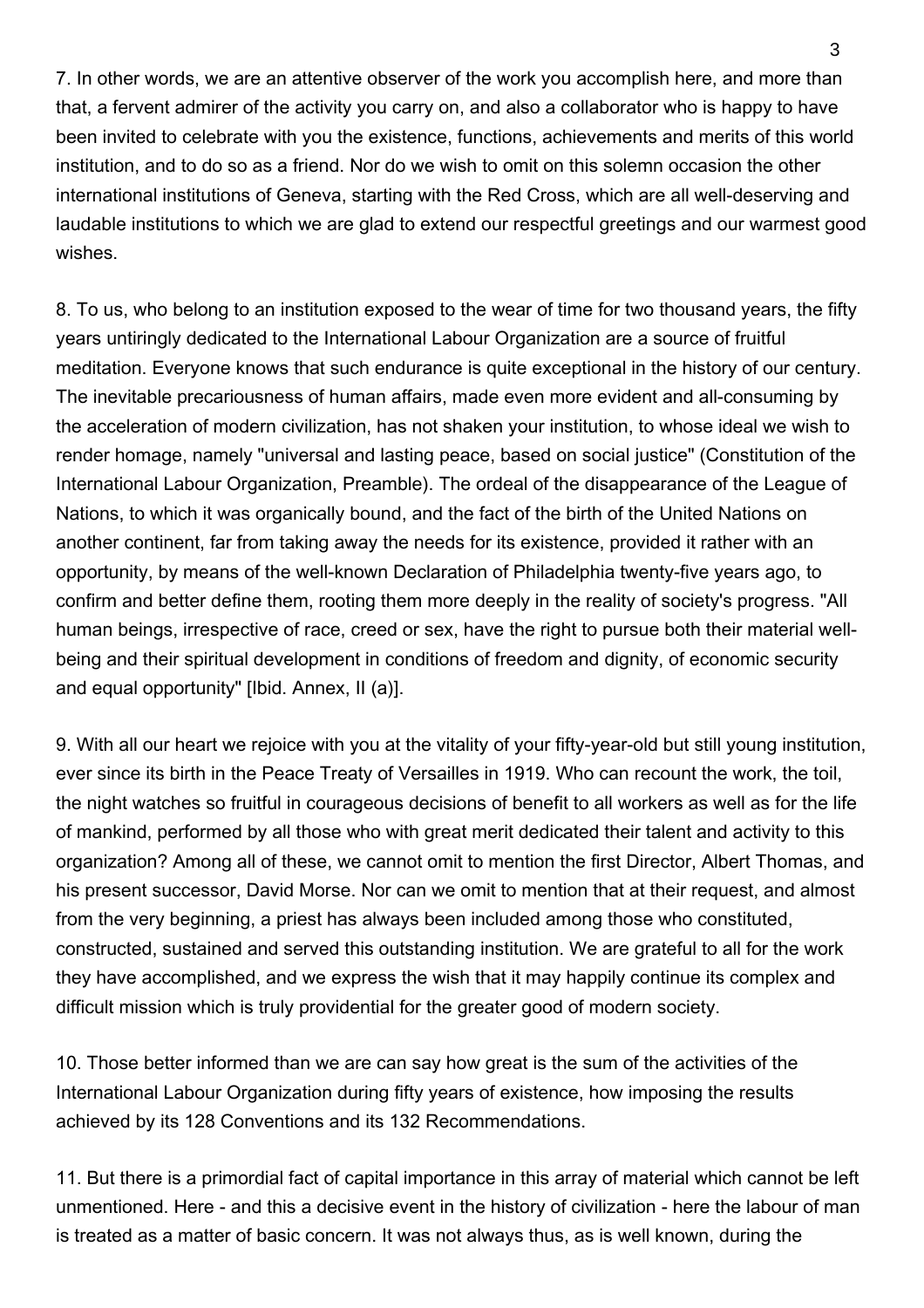7. In other words, we are an attentive observer of the work you accomplish here, and more than that, a fervent admirer of the activity you carry on, and also a collaborator who is happy to have been invited to celebrate with you the existence, functions, achievements and merits of this world institution, and to do so as a friend. Nor do we wish to omit on this solemn occasion the other international institutions of Geneva, starting with the Red Cross, which are all well-deserving and laudable institutions to which we are glad to extend our respectful greetings and our warmest good wishes.

8. To us, who belong to an institution exposed to the wear of time for two thousand years, the fifty years untiringly dedicated to the International Labour Organization are a source of fruitful meditation. Everyone knows that such endurance is quite exceptional in the history of our century. The inevitable precariousness of human affairs, made even more evident and all-consuming by the acceleration of modern civilization, has not shaken your institution, to whose ideal we wish to render homage, namely "universal and lasting peace, based on social justice" (Constitution of the International Labour Organization, Preamble). The ordeal of the disappearance of the League of Nations, to which it was organically bound, and the fact of the birth of the United Nations on another continent, far from taking away the needs for its existence, provided it rather with an opportunity, by means of the well-known Declaration of Philadelphia twenty-five years ago, to confirm and better define them, rooting them more deeply in the reality of society's progress. "All human beings, irrespective of race, creed or sex, have the right to pursue both their material well-being and their spiritual development in conditions of freedom and dignity, of economic security and equal opportunity" [Ibid. Annex, II (a)].

9. With all our heart we rejoice with you at the vitality of your fifty-year-old but still young institution, ever since its birth in the Peace Treaty of Versailles in 1919. Who can recount the work, the toil, the night watches so fruitful in courageous decisions of benefit to all workers as well as for the life of mankind, performed by all those who with great merit dedicated their talent and activity to this organization? Among all of these, we cannot omit to mention the first Director, Albert Thomas, and his present successor, David Morse. Nor can we omit to mention that at their request, and almost from the very beginning, a priest has always been included among those who constituted, constructed, sustained and served this outstanding institution. We are grateful to all for the work they have accomplished, and we express the wish that it may happily continue its complex and difficult mission which is truly providential for the greater good of modern society.

10. Those better informed than we are can say how great is the sum of the activities of the International Labour Organization during fifty years of existence, how imposing the results achieved by its 128 Conventions and its 132 Recommendations.

11. But there is a primordial fact of capital importance in this array of material which cannot be left unmentioned. Here - and this a decisive event in the history of civilization - here the labour of man is treated as a matter of basic concern. It was not always thus, as is well known, during the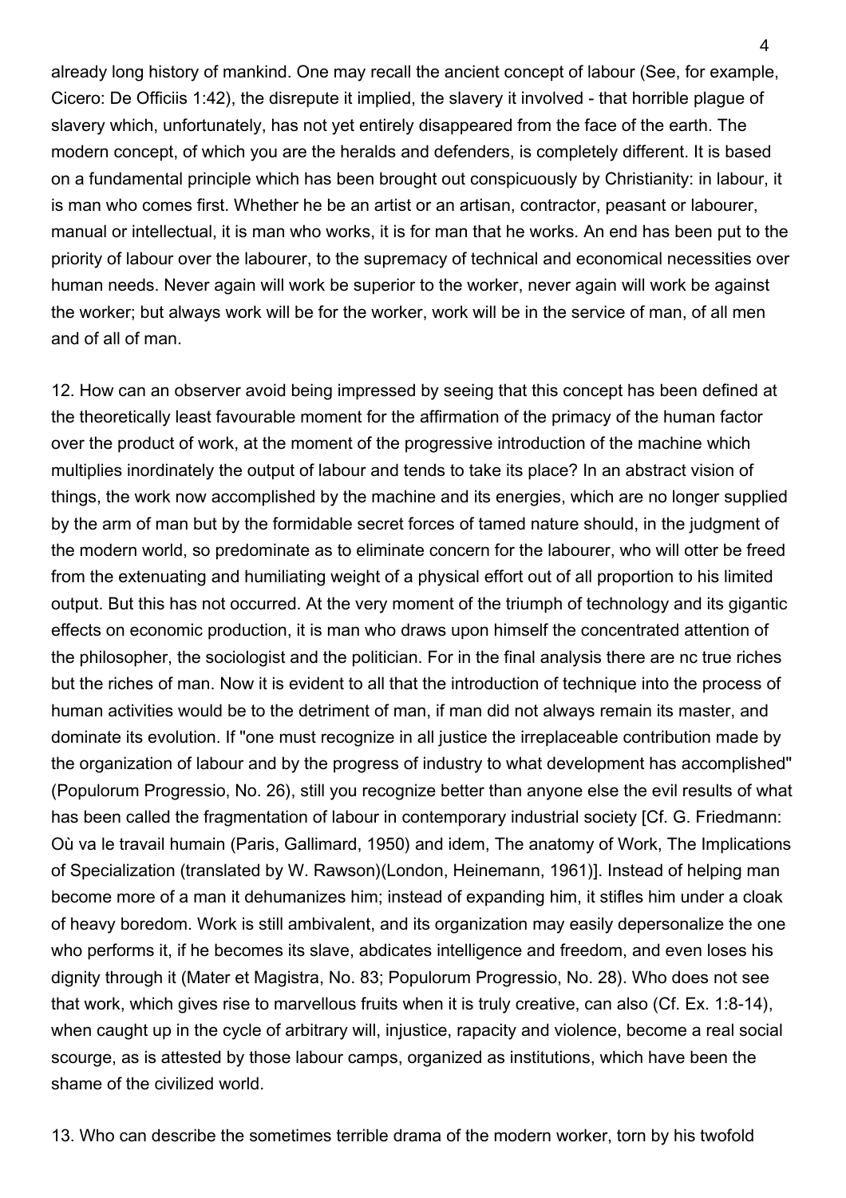already long history of mankind. One may recall the ancient concept of labour (See, for example, Cicero: De Officiis 1:42), the disrepute it implied, the slavery it involved - that horrible plague of slavery which, unfortunately, has not yet entirely disappeared from the face of the earth. The modern concept, of which you are the heralds and defenders, is completely different. It is based on a fundamental principle which has been brought out conspicuously by Christianity: in labour, it is man who comes first. Whether he be an artist or an artisan, contractor, peasant or labourer, manual or intellectual, it is man who works, it is for man that he works. An end has been put to the priority of labour over the labourer, to the supremacy of technical and economical necessities over human needs. Never again will work be superior to the worker, never again will work be against the worker; but always work will be for the worker, work will be in the service of man, of all men and of all of man.

12. How can an observer avoid being impressed by seeing that this concept has been defined at the theoretically least favourable moment for the affirmation of the primacy of the human factor over the product of work, at the moment of the progressive introduction of the machine which multiplies inordinately the output of labour and tends to take its place? In an abstract vision of things, the work now accomplished by the machine and its energies, which are no longer supplied by the arm of man but by the formidable secret forces of tamed nature should, in the judgment of the modern world, so predominate as to eliminate concern for the labourer, who will otter be freed from the extenuating and humiliating weight of a physical effort out of all proportion to his limited output. But this has not occurred. At the very moment of the triumph of technology and its gigantic effects on economic production, it is man who draws upon himself the concentrated attention of the philosopher, the sociologist and the politician. For in the final analysis there are nc true riches but the riches of man. Now it is evident to all that the introduction of technique into the process of human activities would be to the detriment of man, if man did not always remain its master, and dominate its evolution. If "one must recognize in all justice the irreplaceable contribution made by the organization of labour and by the progress of industry to what development has accomplished" (Populorum Progressio, No. 26), still you recognize better than anyone else the evil results of what has been called the fragmentation of labour in contemporary industrial society [Cf. G. Friedmann: Où va le travail humain (Paris, Gallimard, 1950) and idem, The anatomy of Work, The Implications of Specialization (translated by W. Rawson)(London, Heinemann, 1961)]. Instead of helping man become more of a man it dehumanizes him; instead of expanding him, it stifles him under a cloak of heavy boredom. Work is still ambivalent, and its organization may easily depersonalize the one who performs it, if he becomes its slave, abdicates intelligence and freedom, and even loses his dignity through it (Mater et Magistra, No. 83; Populorum Progressio, No. 28). Who does not see that work, which gives rise to marvellous fruits when it is truly creative, can also (Cf. Ex. 1:8-14), when caught up in the cycle of arbitrary will, injustice, rapacity and violence, become a real social scourge, as is attested by those labour camps, organized as institutions, which have been the shame of the civilized world.

13. Who can describe the sometimes terrible drama of the modern worker, torn by his twofold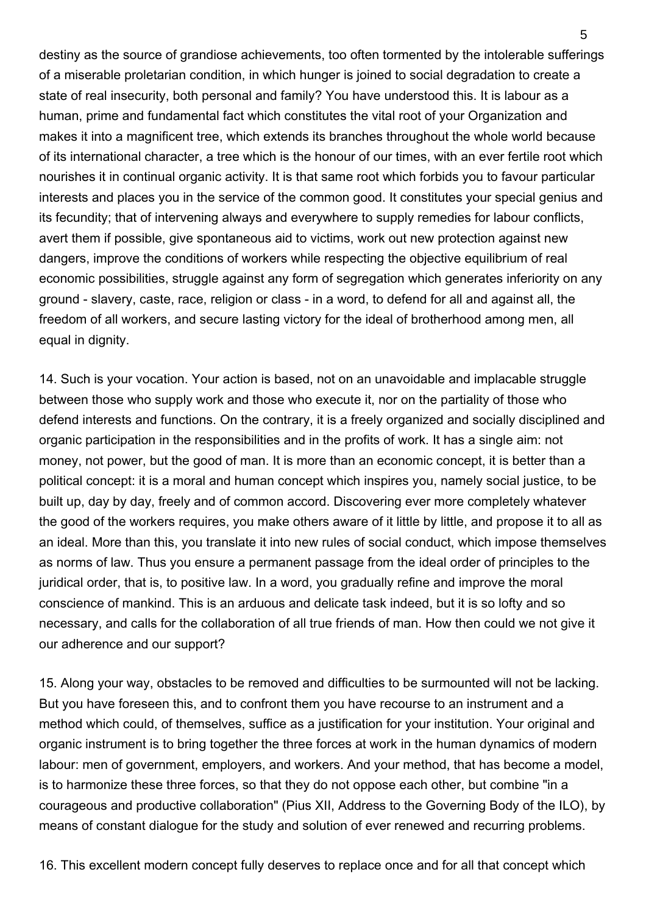destiny as the source of grandiose achievements, too often tormented by the intolerable sufferings of a miserable proletarian condition, in which hunger is joined to social degradation to create a state of real insecurity, both personal and family? You have understood this. It is labour as a human, prime and fundamental fact which constitutes the vital root of your Organization and makes it into a magnificent tree, which extends its branches throughout the whole world because of its international character, a tree which is the honour of our times, with an ever fertile root which nourishes it in continual organic activity. It is that same root which forbids you to favour particular interests and places you in the service of the common good. It constitutes your special genius and its fecundity; that of intervening always and everywhere to supply remedies for labour conflicts, avert them if possible, give spontaneous aid to victims, work out new protection against new dangers, improve the conditions of workers while respecting the objective equilibrium of real economic possibilities, struggle against any form of segregation which generates inferiority on any ground - slavery, caste, race, religion or class - in a word, to defend for all and against all, the freedom of all workers, and secure lasting victory for the ideal of brotherhood among men, all equal in dignity.

14. Such is your vocation. Your action is based, not on an unavoidable and implacable struggle between those who supply work and those who execute it, nor on the partiality of those who defend interests and functions. On the contrary, it is a freely organized and socially disciplined and organic participation in the responsibilities and in the profits of work. It has a single aim: not money, not power, but the good of man. It is more than an economic concept, it is better than a political concept: it is a moral and human concept which inspires you, namely social justice, to be built up, day by day, freely and of common accord. Discovering ever more completely whatever the good of the workers requires, you make others aware of it little by little, and propose it to all as an ideal. More than this, you translate it into new rules of social conduct, which impose themselves as norms of law. Thus you ensure a permanent passage from the ideal order of principles to the juridical order, that is, to positive law. In a word, you gradually refine and improve the moral conscience of mankind. This is an arduous and delicate task indeed, but it is so lofty and so necessary, and calls for the collaboration of all true friends of man. How then could we not give it our adherence and our support?

15. Along your way, obstacles to be removed and difficulties to be surmounted will not be lacking. But you have foreseen this, and to confront them you have recourse to an instrument and a method which could, of themselves, suffice as a justification for your institution. Your original and organic instrument is to bring together the three forces at work in the human dynamics of modern labour: men of government, employers, and workers. And your method, that has become a model, is to harmonize these three forces, so that they do not oppose each other, but combine "in a courageous and productive collaboration" (Pius XII, Address to the Governing Body of the ILO), by means of constant dialogue for the study and solution of ever renewed and recurring problems.

16. This excellent modern concept fully deserves to replace once and for all that concept which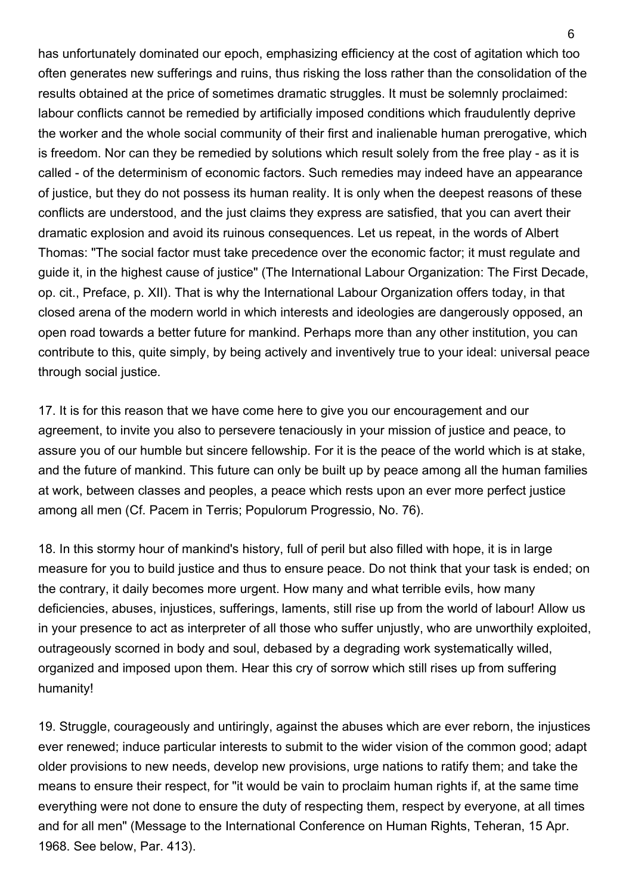has unfortunately dominated our epoch, emphasizing efficiency at the cost of agitation which too often generates new sufferings and ruins, thus risking the loss rather than the consolidation of the results obtained at the price of sometimes dramatic struggles. It must be solemnly proclaimed: labour conflicts cannot be remedied by artificially imposed conditions which fraudulently deprive the worker and the whole social community of their first and inalienable human prerogative, which is freedom. Nor can they be remedied by solutions which result solely from the free play - as it is called - of the determinism of economic factors. Such remedies may indeed have an appearance of justice, but they do not possess its human reality. It is only when the deepest reasons of these conflicts are understood, and the just claims they express are satisfied, that you can avert their dramatic explosion and avoid its ruinous consequences. Let us repeat, in the words of Albert Thomas: "The social factor must take precedence over the economic factor; it must regulate and guide it, in the highest cause of justice" (The International Labour Organization: The First Decade, op. cit., Preface, p. XII). That is why the International Labour Organization offers today, in that closed arena of the modern world in which interests and ideologies are dangerously opposed, an open road towards a better future for mankind. Perhaps more than any other institution, you can contribute to this, quite simply, by being actively and inventively true to your ideal: universal peace through social justice.

17. It is for this reason that we have come here to give you our encouragement and our agreement, to invite you also to persevere tenaciously in your mission of justice and peace, to assure you of our humble but sincere fellowship. For it is the peace of the world which is at stake, and the future of mankind. This future can only be built up by peace among all the human families at work, between classes and peoples, a peace which rests upon an ever more perfect justice among all men (Cf. Pacem in Terris; Populorum Progressio, No. 76).

18. In this stormy hour of mankind's history, full of peril but also filled with hope, it is in large measure for you to build justice and thus to ensure peace. Do not think that your task is ended; on the contrary, it daily becomes more urgent. How many and what terrible evils, how many deficiencies, abuses, injustices, sufferings, laments, still rise up from the world of labour! Allow us in your presence to act as interpreter of all those who suffer unjustly, who are unworthily exploited, outrageously scorned in body and soul, debased by a degrading work systematically willed, organized and imposed upon them. Hear this cry of sorrow which still rises up from suffering humanity!

19. Struggle, courageously and untiringly, against the abuses which are ever reborn, the injustices ever renewed; induce particular interests to submit to the wider vision of the common good; adapt older provisions to new needs, develop new provisions, urge nations to ratify them; and take the means to ensure their respect, for "it would be vain to proclaim human rights if, at the same time everything were not done to ensure the duty of respecting them, respect by everyone, at all times and for all men" (Message to the International Conference on Human Rights, Teheran, 15 Apr. 1968. See below, Par. 413).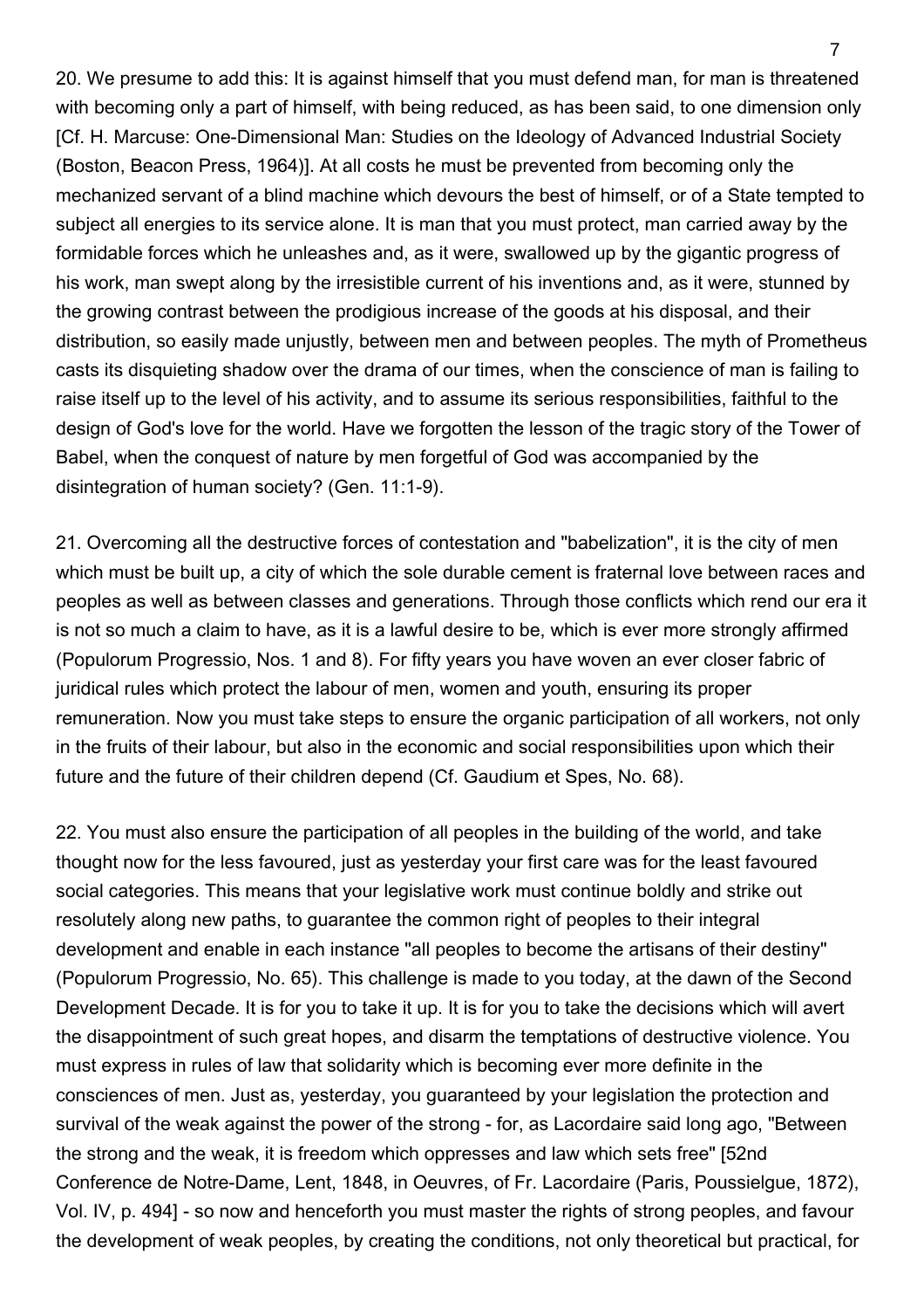20. We presume to add this: It is against himself that you must defend man, for man is threatened with becoming only a part of himself, with being reduced, as has been said, to one dimension only [Cf. H. Marcuse: One-Dimensional Man: Studies on the Ideology of Advanced Industrial Society (Boston, Beacon Press, 1964)]. At all costs he must be prevented from becoming only the mechanized servant of a blind machine which devours the best of himself, or of a State tempted to subject all energies to its service alone. It is man that you must protect, man carried away by the formidable forces which he unleashes and, as it were, swallowed up by the gigantic progress of his work, man swept along by the irresistible current of his inventions and, as it were, stunned by the growing contrast between the prodigious increase of the goods at his disposal, and their distribution, so easily made unjustly, between men and between peoples. The myth of Prometheus casts its disquieting shadow over the drama of our times, when the conscience of man is failing to raise itself up to the level of his activity, and to assume its serious responsibilities, faithful to the design of God's love for the world. Have we forgotten the lesson of the tragic story of the Tower of Babel, when the conquest of nature by men forgetful of God was accompanied by the disintegration of human society? (Gen. 11:1-9).

21. Overcoming all the destructive forces of contestation and "babelization", it is the city of men which must be built up, a city of which the sole durable cement is fraternal love between races and peoples as well as between classes and generations. Through those conflicts which rend our era it is not so much a claim to have, as it is a lawful desire to be, which is ever more strongly affirmed (Populorum Progressio, Nos. 1 and 8). For fifty years you have woven an ever closer fabric of juridical rules which protect the labour of men, women and youth, ensuring its proper remuneration. Now you must take steps to ensure the organic participation of all workers, not only in the fruits of their labour, but also in the economic and social responsibilities upon which their future and the future of their children depend (Cf. Gaudium et Spes, No. 68).

22. You must also ensure the participation of all peoples in the building of the world, and take thought now for the less favoured, just as yesterday your first care was for the least favoured social categories. This means that your legislative work must continue boldly and strike out resolutely along new paths, to guarantee the common right of peoples to their integral development and enable in each instance "all peoples to become the artisans of their destiny" (Populorum Progressio, No. 65). This challenge is made to you today, at the dawn of the Second Development Decade. It is for you to take it up. It is for you to take the decisions which will avert the disappointment of such great hopes, and disarm the temptations of destructive violence. You must express in rules of law that solidarity which is becoming ever more definite in the consciences of men. Just as, yesterday, you guaranteed by your legislation the protection and survival of the weak against the power of the strong - for, as Lacordaire said long ago, "Between the strong and the weak, it is freedom which oppresses and law which sets free" [52nd Conference de Notre-Dame, Lent, 1848, in Oeuvres, of Fr. Lacordaire (Paris, Poussielgue, 1872), Vol. IV, p. 494] - so now and henceforth you must master the rights of strong peoples, and favour the development of weak peoples, by creating the conditions, not only theoretical but practical, for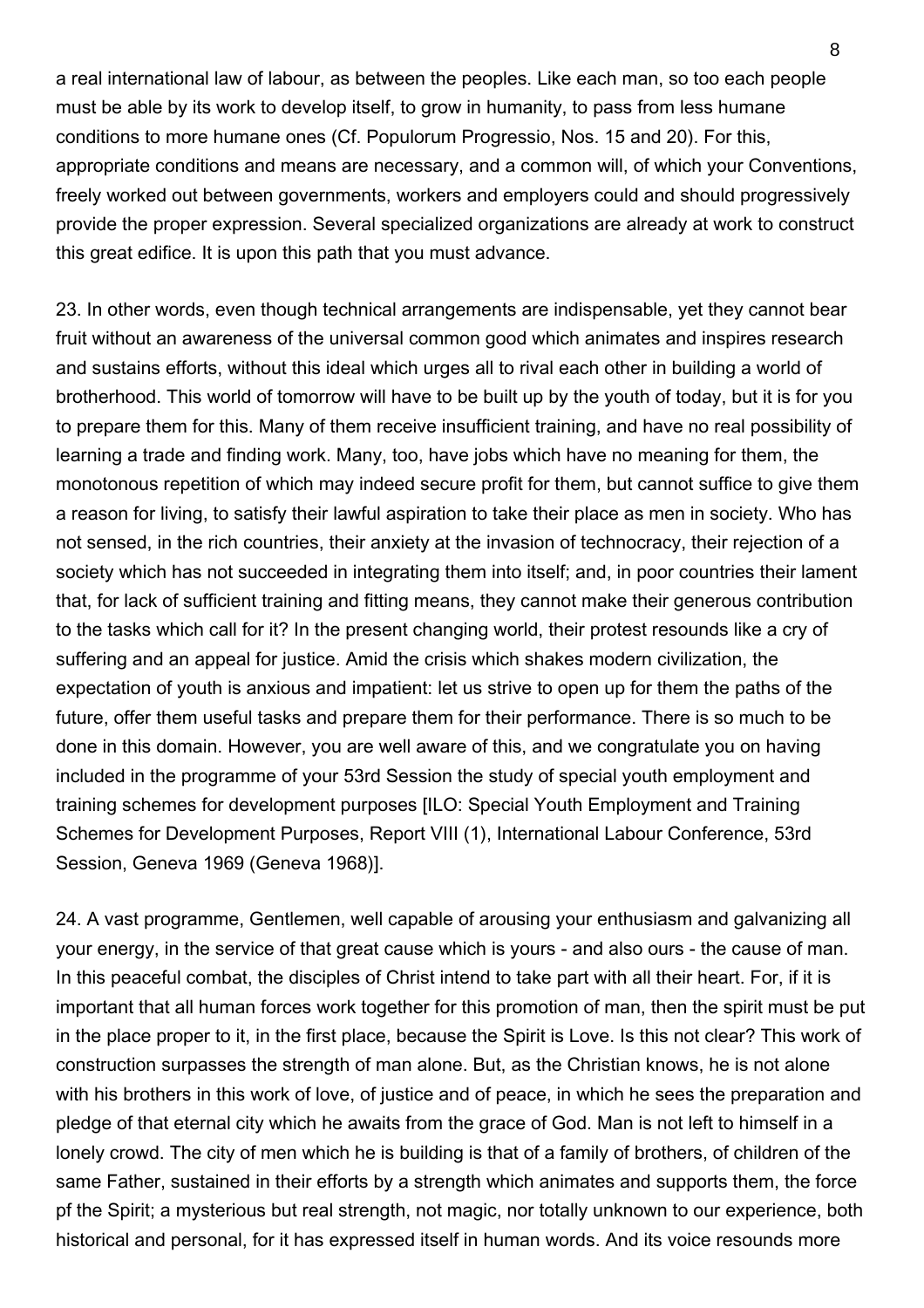a real international law of labour, as between the peoples. Like each man, so too each people must be able by its work to develop itself, to grow in humanity, to pass from less humane conditions to more humane ones (Cf. Populorum Progressio, Nos. 15 and 20). For this, appropriate conditions and means are necessary, and a common will, of which your Conventions, freely worked out between governments, workers and employers could and should progressively provide the proper expression. Several specialized organizations are already at work to construct this great edifice. It is upon this path that you must advance.

23. In other words, even though technical arrangements are indispensable, yet they cannot bear fruit without an awareness of the universal common good which animates and inspires research and sustains efforts, without this ideal which urges all to rival each other in building a world of brotherhood. This world of tomorrow will have to be built up by the youth of today, but it is for you to prepare them for this. Many of them receive insufficient training, and have no real possibility of learning a trade and finding work. Many, too, have jobs which have no meaning for them, the monotonous repetition of which may indeed secure profit for them, but cannot suffice to give them a reason for living, to satisfy their lawful aspiration to take their place as men in society. Who has not sensed, in the rich countries, their anxiety at the invasion of technocracy, their rejection of a society which has not succeeded in integrating them into itself; and, in poor countries their lament that, for lack of sufficient training and fitting means, they cannot make their generous contribution to the tasks which call for it? In the present changing world, their protest resounds like a cry of suffering and an appeal for justice. Amid the crisis which shakes modern civilization, the expectation of youth is anxious and impatient: let us strive to open up for them the paths of the future, offer them useful tasks and prepare them for their performance. There is so much to be done in this domain. However, you are well aware of this, and we congratulate you on having included in the programme of your 53rd Session the study of special youth employment and training schemes for development purposes [ILO: Special Youth Employment and Training Schemes for Development Purposes, Report VIII (1), International Labour Conference, 53rd Session, Geneva 1969 (Geneva 1968)].

24. A vast programme, Gentlemen, well capable of arousing your enthusiasm and galvanizing all your energy, in the service of that great cause which is yours - and also ours - the cause of man. In this peaceful combat, the disciples of Christ intend to take part with all their heart. For, if it is important that all human forces work together for this promotion of man, then the spirit must be put in the place proper to it, in the first place, because the Spirit is Love. Is this not clear? This work of construction surpasses the strength of man alone. But, as the Christian knows, he is not alone with his brothers in this work of love, of justice and of peace, in which he sees the preparation and pledge of that eternal city which he awaits from the grace of God. Man is not left to himself in a lonely crowd. The city of men which he is building is that of a family of brothers, of children of the same Father, sustained in their efforts by a strength which animates and supports them, the force pf the Spirit; a mysterious but real strength, not magic, nor totally unknown to our experience, both historical and personal, for it has expressed itself in human words. And its voice resounds more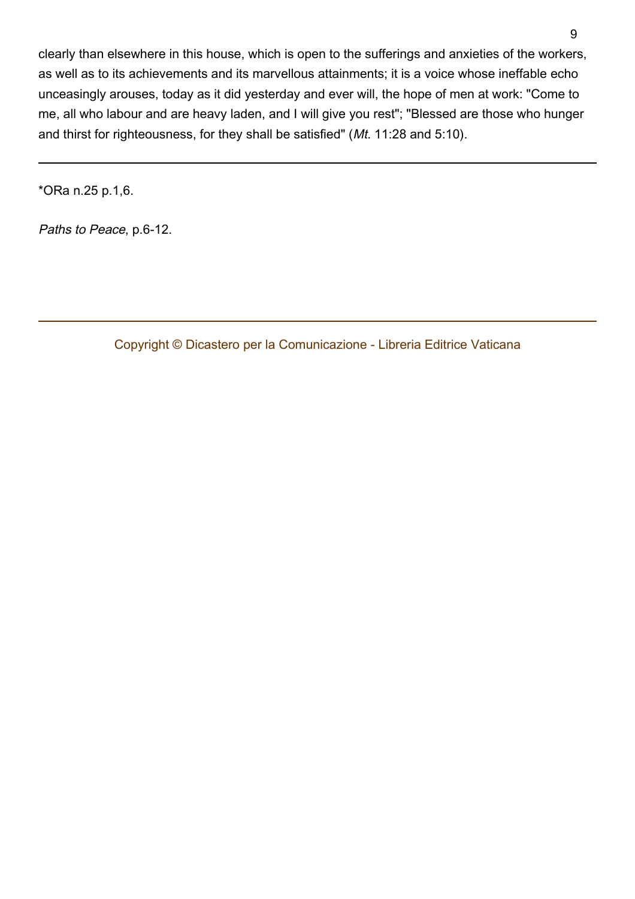clearly than elsewhere in this house, which is open to the sufferings and anxieties of the workers, as well as to its achievements and its marvellous attainments; it is a voice whose ineffable echo unceasingly arouses, today as it did yesterday and ever will, the hope of men at work: "Come to me, all who labour and are heavy laden, and I will give you rest"; "Blessed are those who hunger and thirst for righteousness, for they shall be satisfied" (*Mt.* 11:28 and 5:10).

---

*ORa n.25 p.1,6.

*Paths to Peace*, p.6-12.

---

Copyright © Dicastero per la Comunicazione - Libreria Editrice Vaticana